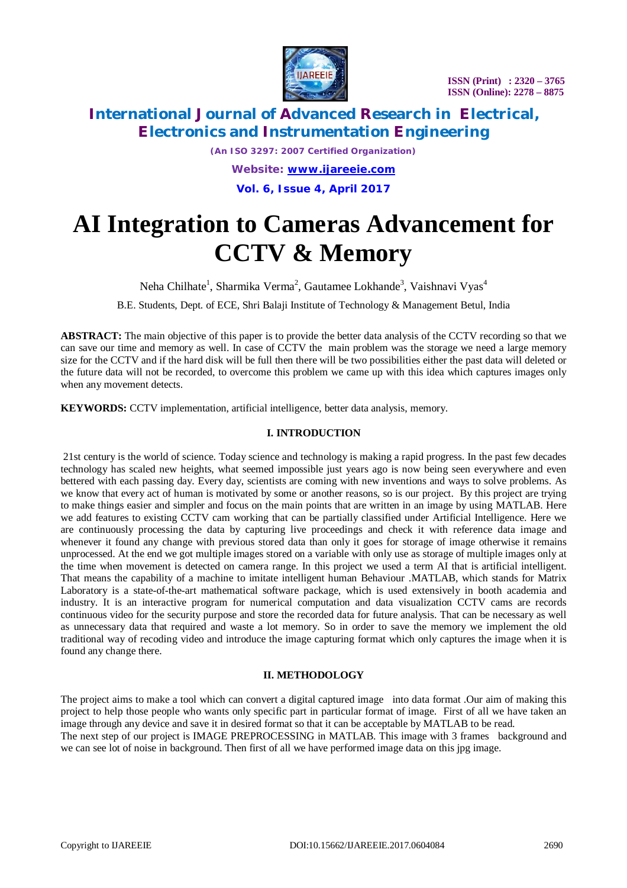# AI Integration to Cameras Advancement for CCTV & Memory

Neha Chilhate[1], Sharmika Verma[2], Gautamee Lokhande[3], Vaishnavi Vyas[4]

B.E. Students, Dept. of ECE, Shri Balaji Institute of Technology & Management Betul, India

**ABSTRACT:** The main objective of this paper is to provide the better data analysis of the CCTV recording so that we can save our time and memory as well. In case of CCTV the main problem was the storage we need a large memory size for the CCTV and if the hard disk will be full then there will be two possibilities either the past data will deleted or the future data will not be recorded, to overcome this problem we came up with this idea which captures images only when any movement detects.

**KEYWORDS:** CCTV implementation, artificial intelligence, better data analysis, memory.

## I. INTRODUCTION

21st century is the world of science. Today science and technology is making a rapid progress. In the past few decades technology has scaled new heights, what seemed impossible just years ago is now being seen everywhere and even bettered with each passing day. Every day, scientists are coming with new inventions and ways to solve problems. As we know that every act of human is motivated by some or another reasons, so is our project. By this project are trying to make things easier and simpler and focus on the main points that are written in an image by using MATLAB. Here we add features to existing CCTV cam working that can be partially classified under Artificial Intelligence. Here we are continuously processing the data by capturing live proceedings and check it with reference data image and whenever it found any change with previous stored data than only it goes for storage of image otherwise it remains unprocessed. At the end we got multiple images stored on a variable with only use as storage of multiple images only at the time when movement is detected on camera range. In this project we used a term AI that is artificial intelligent. That means the capability of a machine to imitate intelligent human Behaviour .MATLAB, which stands for Matrix Laboratory is a state-of-the-art mathematical software package, which is used extensively in booth academia and industry. It is an interactive program for numerical computation and data visualization CCTV cams are records continuous video for the security purpose and store the recorded data for future analysis. That can be necessary as well as unnecessary data that required and waste a lot memory. So in order to save the memory we implement the old traditional way of recoding video and introduce the image capturing format which only captures the image when it is found any change there.

## II. METHODOLOGY

The project aims to make a tool which can convert a digital captured image into data format .Our aim of making this project to help those people who wants only specific part in particular format of image. First of all we have taken an image through any device and save it in desired format so that it can be acceptable by MATLAB to be read.

The next step of our project is IMAGE PREPROCESSING in MATLAB. This image with 3 frames background and we can see lot of noise in background. Then first of all we have performed image data on this jpg image.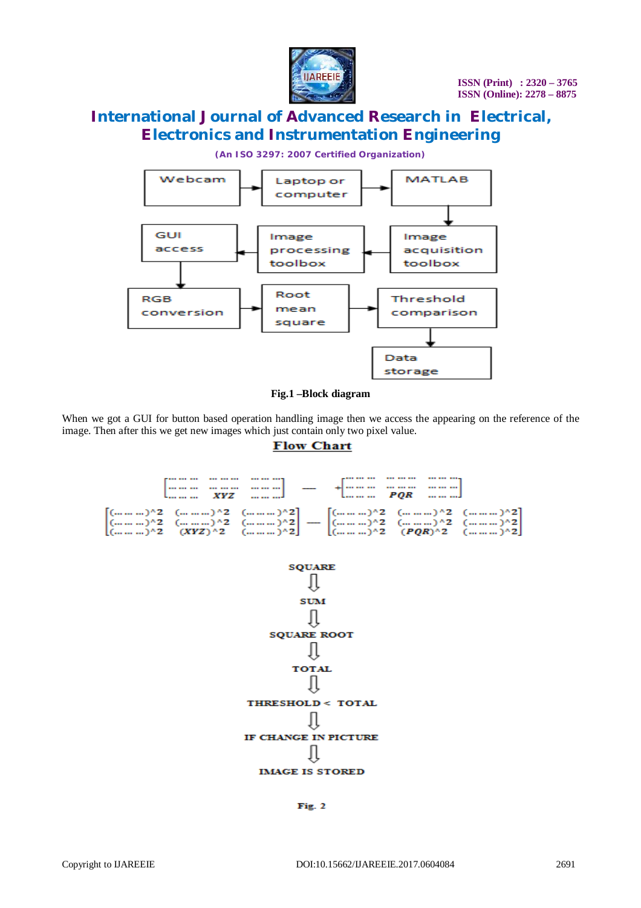Webcam → Laptop or computer → MATLAB → Image acquisition toolbox → Image processing toolbox → GUI access → RGB conversion → Root mean square → Threshold comparison → Data storage

Fig.1 –Block diagram

When we got a GUI for button based operation handling image then we access the appearing on the reference of the image. Then after this we get new images which just contain only two pixel value.

**Flow Chart**

$$\begin{bmatrix} \cdots & \cdots & \cdots \\ \cdots & XYZ & \cdots \\ \cdots & \cdots & \cdots \end{bmatrix} - \begin{bmatrix} \cdots & \cdots & \cdots \\ \cdots & PQR & \cdots \\ \cdots & \cdots & \cdots \end{bmatrix}$$

$$\begin{bmatrix} (\cdots)^2 & (\cdots)^2 & (\cdots)^2 \\ (\cdots)^2 & (XYZ)^2 & (\cdots)^2 \\ (\cdots)^2 & (\cdots)^2 & (\cdots)^2 \end{bmatrix} - \begin{bmatrix} (\cdots)^2 & (\cdots)^2 & (\cdots)^2 \\ (\cdots)^2 & (PQR)^2 & (\cdots)^2 \\ (\cdots)^2 & (\cdots)^2 & (\cdots)^2 \end{bmatrix}$$

SQUARE
⇩
SUM
⇩
SQUARE ROOT
⇩
TOTAL
⇩
THRESHOLD < TOTAL
⇩
IF CHANGE IN PICTURE
⇩
IMAGE IS STORED

Fig. 2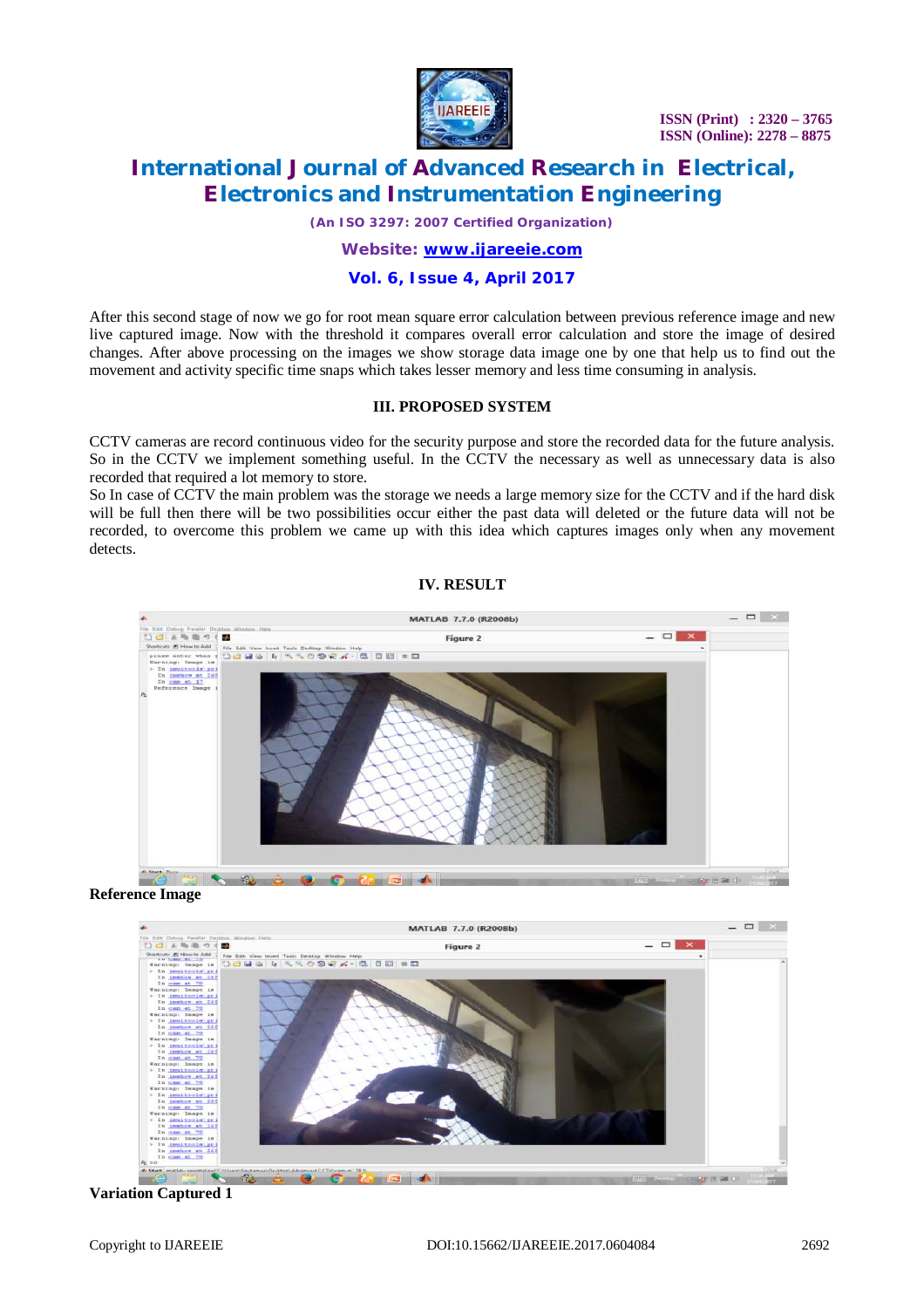After this second stage of now we go for root mean square error calculation between previous reference image and new live captured image. Now with the threshold it compares overall error calculation and store the image of desired changes. After above processing on the images we show storage data image one by one that help us to find out the movement and activity specific time snaps which takes lesser memory and less time consuming in analysis.

## III. PROPOSED SYSTEM

CCTV cameras are record continuous video for the security purpose and store the recorded data for the future analysis. So in the CCTV we implement something useful. In the CCTV the necessary as well as unnecessary data is also recorded that required a lot memory to store.

So In case of CCTV the main problem was the storage we needs a large memory size for the CCTV and if the hard disk will be full then there will be two possibilities occur either the past data will deleted or the future data will not be recorded, to overcome this problem we came up with this idea which captures images only when any movement detects.

## IV. RESULT

**Reference Image**

**Variation Captured 1**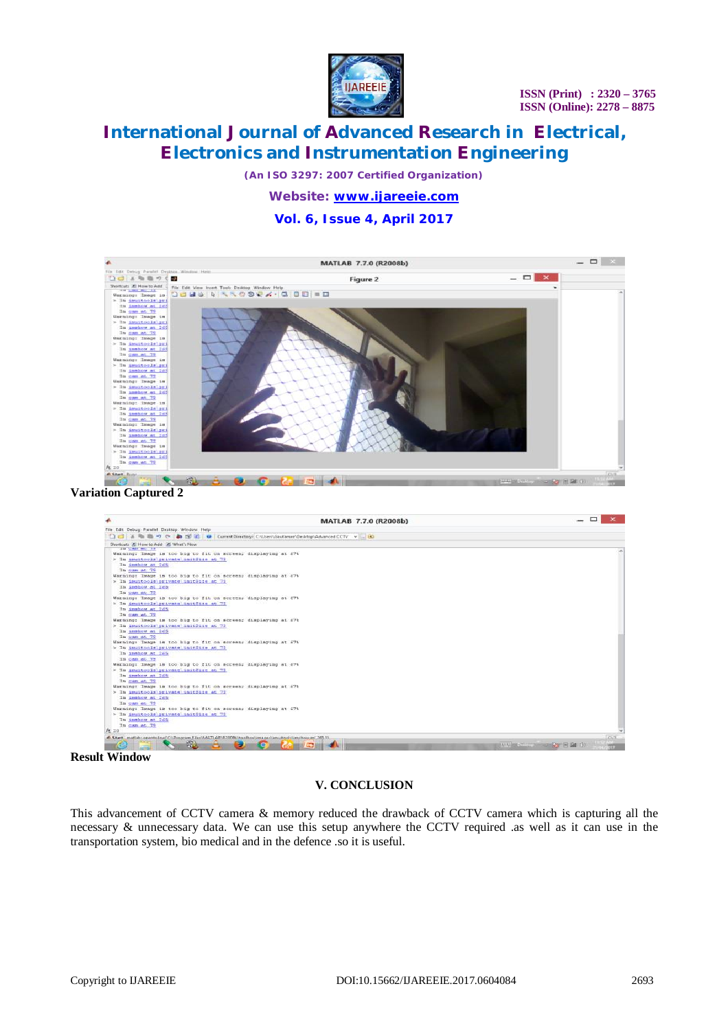Variation Captured 2

Result Window

## V. CONCLUSION

This advancement of CCTV camera & memory reduced the drawback of CCTV camera which is capturing all the necessary & unnecessary data. We can use this setup anywhere the CCTV required .as well as it can use in the transportation system, bio medical and in the defence .so it is useful.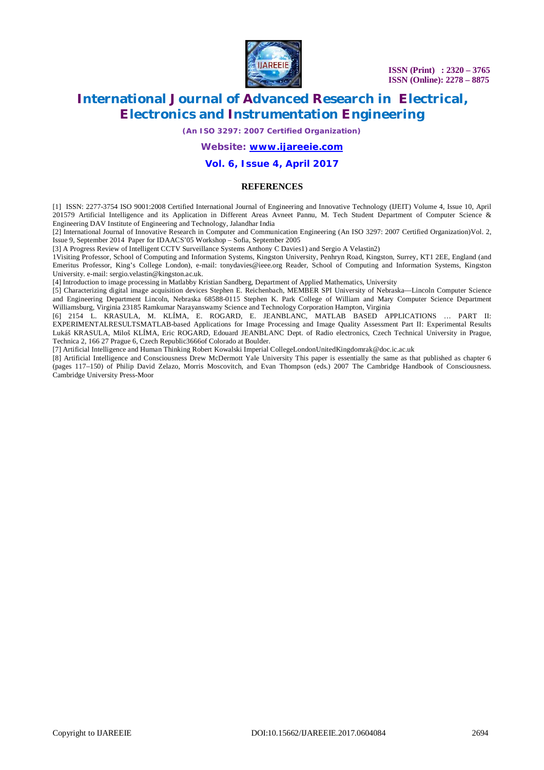## REFERENCES

[1] ISSN: 2277-3754 ISO 9001:2008 Certified International Journal of Engineering and Innovative Technology (IJEIT) Volume 4, Issue 10, April 201579 Artificial Intelligence and its Application in Different Areas Avneet Pannu, M. Tech Student Department of Computer Science & Engineering DAV Institute of Engineering and Technology, Jalandhar India

[2] International Journal of Innovative Research in Computer and Communication Engineering (An ISO 3297: 2007 Certified Organization)Vol. 2, Issue 9, September 2014 Paper for IDAACS'05 Workshop – Sofia, September 2005

[3] A Progress Review of Intelligent CCTV Surveillance Systems Anthony C Davies1) and Sergio A Velastin2)

1Visiting Professor, School of Computing and Information Systems, Kingston University, Penhryn Road, Kingston, Surrey, KT1 2EE, England (and Emeritus Professor, King's College London), e-mail: tonydavies@ieee.org Reader, School of Computing and Information Systems, Kingston University. e-mail: sergio.velastin@kingston.ac.uk.

[4] Introduction to image processing in Matlabby Kristian Sandberg, Department of Applied Mathematics, University

[5] Characterizing digital image acquisition devices Stephen E. Reichenbach, MEMBER SPI University of Nebraska—Lincoln Computer Science and Engineering Department Lincoln, Nebraska 68588-0115 Stephen K. Park College of William and Mary Computer Science Department Williamsburg, Virginia 23185 Ramkumar Narayanswamy Science and Technology Corporation Hampton, Virginia

[6] 2154 L. KRASULA, M. KLÍMA, E. ROGARD, E. JEANBLANC, MATLAB BASED APPLICATIONS … PART II: EXPERIMENTALRESULTSMATLAB-based Applications for Image Processing and Image Quality Assessment Part II: Experimental Results Lukáš KRASULA, Miloš KLÍMA, Eric ROGARD, Edouard JEANBLANC Dept. of Radio electronics, Czech Technical University in Prague, Technica 2, 166 27 Prague 6, Czech Republic3666of Colorado at Boulder.

[7] Artificial Intelligence and Human Thinking Robert Kowalski Imperial CollegeLondonUnitedKingdomrak@doc.ic.ac.uk

[8] Artificial Intelligence and Consciousness Drew McDermott Yale University This paper is essentially the same as that published as chapter 6 (pages 117–150) of Philip David Zelazo, Morris Moscovitch, and Evan Thompson (eds.) 2007 The Cambridge Handbook of Consciousness. Cambridge University Press-Moor